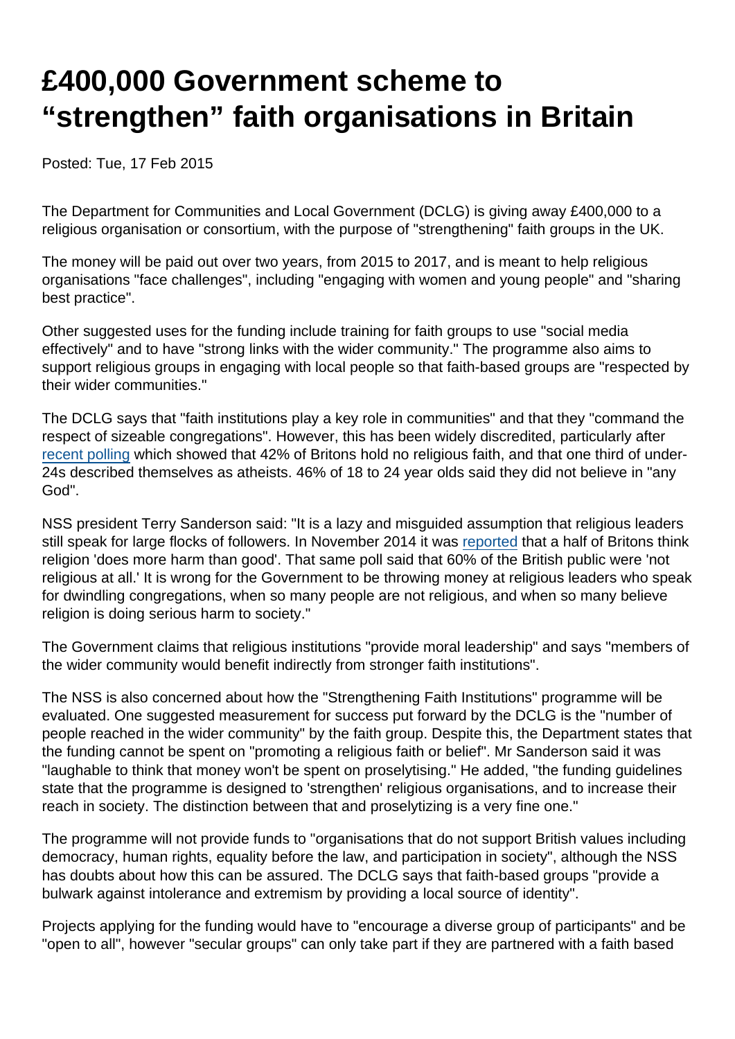# £400,000 Government scheme to "strengthen" faith organisations in Britain

Posted: Tue, 17 Feb 2015

The Department for Communities and Local Government (DCLG) is giving away £400,000 to a religious organisation or consortium, with the purpose of "strengthening" faith groups in the UK.

The money will be paid out over two years, from 2015 to 2017, and is meant to help religious organisations "face challenges", including "engaging with women and young people" and "sharing best practice".

Other suggested uses for the funding include training for faith groups to use "social media effectively" and to have "strong links with the wider community." The programme also aims to support religious groups in engaging with local people so that faith-based groups are "respected by their wider communities."

The DCLG says that "faith institutions play a key role in communities" and that they "command the respect of sizeable congregations". However, this has been widely discredited, particularly after recent polling which showed that 42% of Britons hold no religious faith, and that one third of under-24s described themselves as atheists. 46% of 18 to 24 year olds said they did not believe in "any God".

NSS president Terry Sanderson said: "It is a lazy and misguided assumption that religious leaders still speak for large flocks of followers. In November 2014 it was reported that a half of Britons think religion 'does more harm than good'. That same poll said that 60% of the British public were 'not religious at all.' It is wrong for the Government to be throwing money at religious leaders who speak for dwindling congregations, when so many people are not religious, and when so many believe religion is doing serious harm to society."

The Government claims that religious institutions "provide moral leadership" and says "members of the wider community would benefit indirectly from stronger faith institutions".

The NSS is also concerned about how the "Strengthening Faith Institutions" programme will be evaluated. One suggested measurement for success put forward by the DCLG is the "number of people reached in the wider community" by the faith group. Despite this, the Department states that the funding cannot be spent on "promoting a religious faith or belief". Mr Sanderson said it was "laughable to think that money won't be spent on proselytising." He added, "the funding guidelines state that the programme is designed to 'strengthen' religious organisations, and to increase their reach in society. The distinction between that and proselytizing is a very fine one."

The programme will not provide funds to "organisations that do not support British values including democracy, human rights, equality before the law, and participation in society", although the NSS has doubts about how this can be assured. The DCLG says that faith-based groups "provide a bulwark against intolerance and extremism by providing a local source of identity".

Projects applying for the funding would have to "encourage a diverse group of participants" and be "open to all", however "secular groups" can only take part if they are partnered with a faith based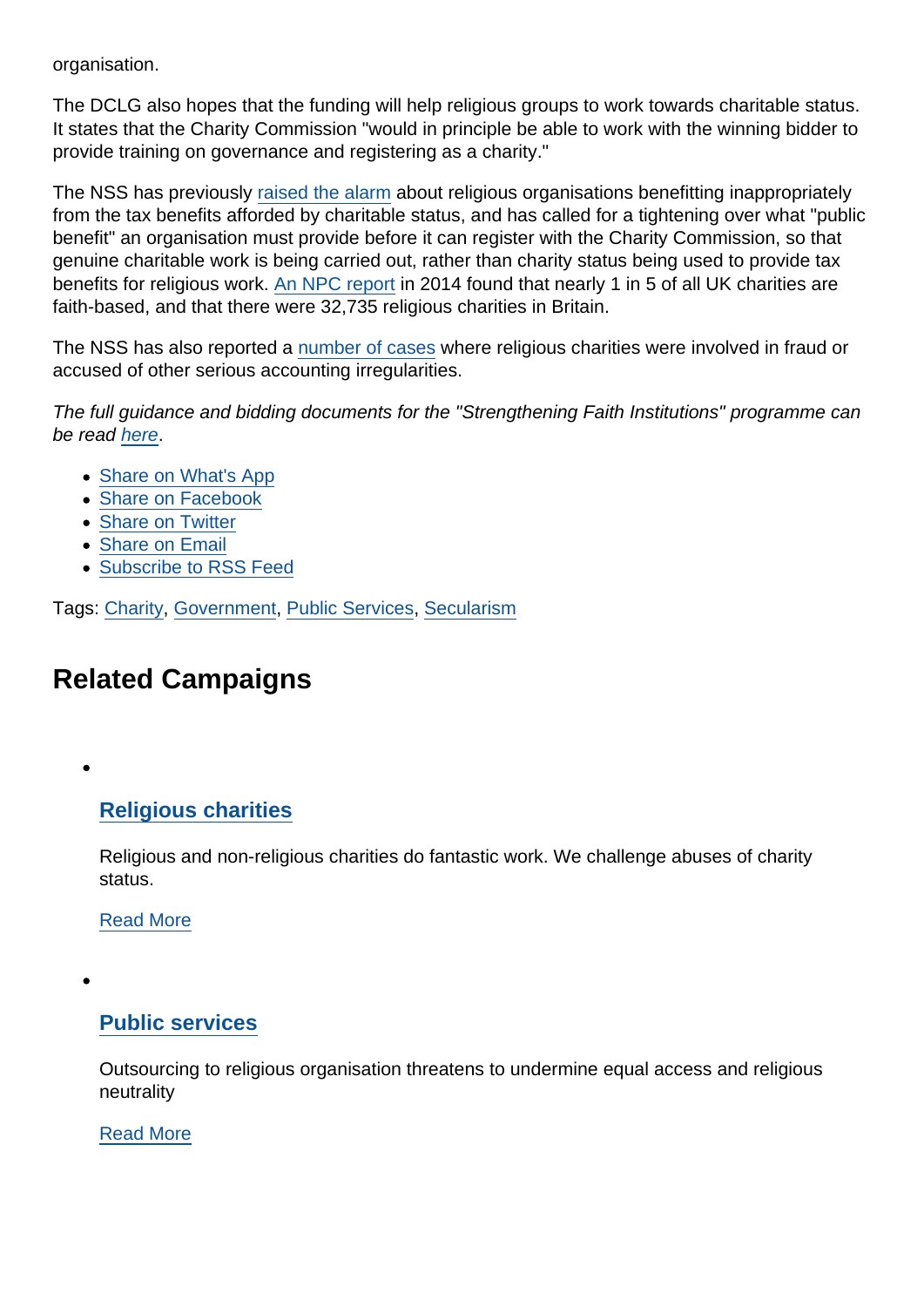organisation.

The DCLG also hopes that the funding will help religious groups to work towards charitable status. It states that the Charity Commission "would in principle be able to work with the winning bidder to provide training on governance and registering as a charity."

The NSS has previously raised the alarm about religious organisations benefitting inappropriately from the tax benefits afforded by charitable status, and has called for a tightening over what "public benefit" an organisation must provide before it can register with the Charity Commission, so that genuine charitable work is being carried out, rather than charity status being used to provide tax benefits for religious work. An NPC report in 2014 found that nearly 1 in 5 of all UK charities are faith-based, and that there were 32,735 religious charities in Britain.

The NSS has also reported a number of cases where religious charities were involved in fraud or accused of other serious accounting irregularities.

*The full guidance and bidding documents for the "Strengthening Faith Institutions" programme can be read here.*

- Share on What's App
- Share on Facebook
- Share on Twitter
- Share on Email
- Subscribe to RSS Feed

Tags: Charity, Government, Public Services, Secularism

## Related Campaigns

- ### Religious charities

  Religious and non-religious charities do fantastic work. We challenge abuses of charity status.

  Read More

- ### Public services

  Outsourcing to religious organisation threatens to undermine equal access and religious neutrality

  Read More